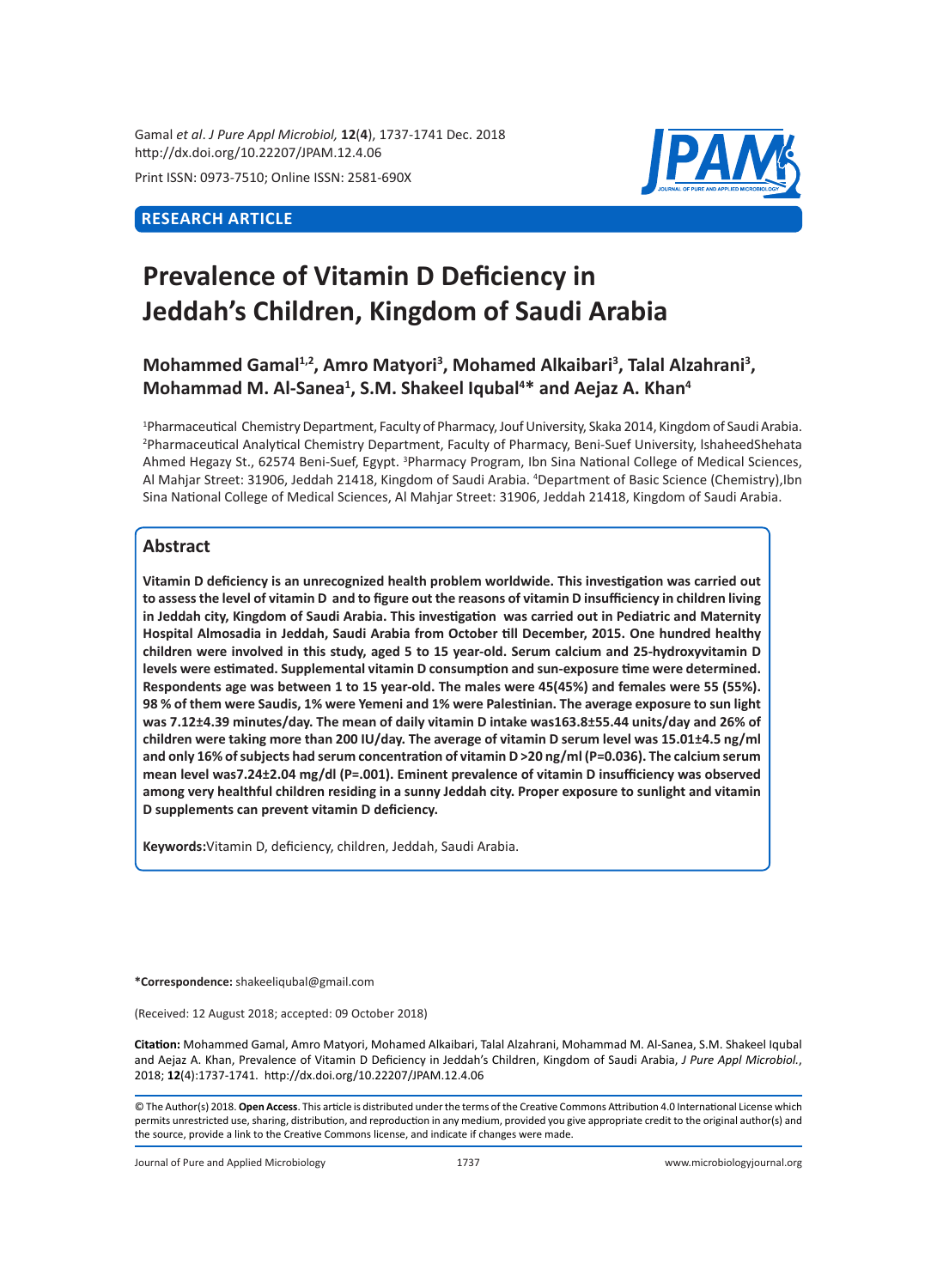**RESEARCH ARTICLE**

# Prevalence of Vitamin D Deficiency in Jeddah's Children, Kingdom of Saudi Arabia

**Mohammed Gamal[1,2], Amro Matyori[3], Mohamed Alkaibari[3], Talal Alzahrani[3], Mohammad M. Al-Sanea[1], S.M. Shakeel Iqubal[4]* and Aejaz A. Khan[4]**

[1]Pharmaceutical Chemistry Department, Faculty of Pharmacy, Jouf University, Skaka 2014, Kingdom of Saudi Arabia. [2]Pharmaceutical Analytical Chemistry Department, Faculty of Pharmacy, Beni-Suef University, lshaheedShehata Ahmed Hegazy St., 62574 Beni-Suef, Egypt. [3]Pharmacy Program, Ibn Sina National College of Medical Sciences, Al Mahjar Street: 31906, Jeddah 21418, Kingdom of Saudi Arabia. [4]Department of Basic Science (Chemistry),Ibn Sina National College of Medical Sciences, Al Mahjar Street: 31906, Jeddah 21418, Kingdom of Saudi Arabia.

## Abstract

**Vitamin D deficiency is an unrecognized health problem worldwide. This investigation was carried out to assess the level of vitamin D and to figure out the reasons of vitamin D insufficiency in children living in Jeddah city, Kingdom of Saudi Arabia. This investigation was carried out in Pediatric and Maternity Hospital Almosadia in Jeddah, Saudi Arabia from October till December, 2015. One hundred healthy children were involved in this study, aged 5 to 15 year-old. Serum calcium and 25-hydroxyvitamin D levels were estimated. Supplemental vitamin D consumption and sun-exposure time were determined. Respondents age was between 1 to 15 year-old. The males were 45(45%) and females were 55 (55%). 98 % of them were Saudis, 1% were Yemeni and 1% were Palestinian. The average exposure to sun light was 7.12±4.39 minutes/day. The mean of daily vitamin D intake was163.8±55.44 units/day and 26% of children were taking more than 200 IU/day. The average of vitamin D serum level was 15.01±4.5 ng/ml and only 16% of subjects had serum concentration of vitamin D >20 ng/ml (P=0.036). The calcium serum mean level was7.24±2.04 mg/dl (P=.001). Eminent prevalence of vitamin D insufficiency was observed among very healthful children residing in a sunny Jeddah city. Proper exposure to sunlight and vitamin D supplements can prevent vitamin D deficiency.**

**Keywords:**Vitamin D, deficiency, children, Jeddah, Saudi Arabia.

***Correspondence:** shakeeliqubal@gmail.com

(Received: 12 August 2018; accepted: 09 October 2018)

**Citation:** Mohammed Gamal, Amro Matyori, Mohamed Alkaibari, Talal Alzahrani, Mohammad M. Al-Sanea, S.M. Shakeel Iqubal and Aejaz A. Khan, Prevalence of Vitamin D Deficiency in Jeddah's Children, Kingdom of Saudi Arabia, *J Pure Appl Microbiol.*, 2018; **12**(4):1737-1741. http://dx.doi.org/10.22207/JPAM.12.4.06

© The Author(s) 2018. **Open Access**. This article is distributed under the terms of the Creative Commons Attribution 4.0 International License which permits unrestricted use, sharing, distribution, and reproduction in any medium, provided you give appropriate credit to the original author(s) and the source, provide a link to the Creative Commons license, and indicate if changes were made.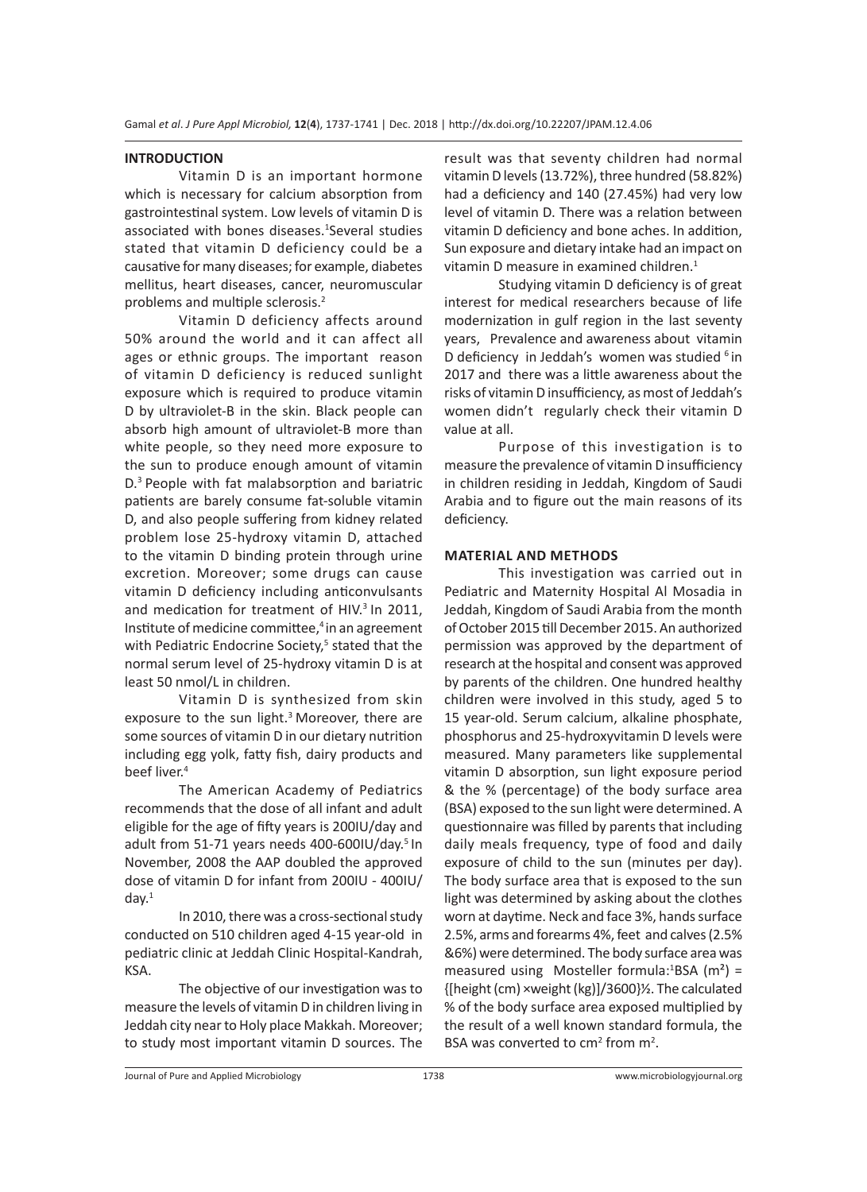## INTRODUCTION

Vitamin D is an important hormone which is necessary for calcium absorption from gastrointestinal system. Low levels of vitamin D is associated with bones diseases.[1]Several studies stated that vitamin D deficiency could be a causative for many diseases; for example, diabetes mellitus, heart diseases, cancer, neuromuscular problems and multiple sclerosis.[2]

Vitamin D deficiency affects around 50% around the world and it can affect all ages or ethnic groups. The important reason of vitamin D deficiency is reduced sunlight exposure which is required to produce vitamin D by ultraviolet-B in the skin. Black people can absorb high amount of ultraviolet-B more than white people, so they need more exposure to the sun to produce enough amount of vitamin D.[3] People with fat malabsorption and bariatric patients are barely consume fat-soluble vitamin D, and also people suffering from kidney related problem lose 25-hydroxy vitamin D, attached to the vitamin D binding protein through urine excretion. Moreover; some drugs can cause vitamin D deficiency including anticonvulsants and medication for treatment of HIV.[3] In 2011, Institute of medicine committee,[4] in an agreement with Pediatric Endocrine Society,[5] stated that the normal serum level of 25-hydroxy vitamin D is at least 50 nmol/L in children.

Vitamin D is synthesized from skin exposure to the sun light.[3] Moreover, there are some sources of vitamin D in our dietary nutrition including egg yolk, fatty fish, dairy products and beef liver.[4]

The American Academy of Pediatrics recommends that the dose of all infant and adult eligible for the age of fifty years is 200IU/day and adult from 51-71 years needs 400-600IU/day.[5] In November, 2008 the AAP doubled the approved dose of vitamin D for infant from 200IU - 400IU/day.[1]

In 2010, there was a cross-sectional study conducted on 510 children aged 4-15 year-old in pediatric clinic at Jeddah Clinic Hospital-Kandrah, KSA.

The objective of our investigation was to measure the levels of vitamin D in children living in Jeddah city near to Holy place Makkah. Moreover; to study most important vitamin D sources. The result was that seventy children had normal vitamin D levels (13.72%), three hundred (58.82%) had a deficiency and 140 (27.45%) had very low level of vitamin D. There was a relation between vitamin D deficiency and bone aches. In addition, Sun exposure and dietary intake had an impact on vitamin D measure in examined children.[1]

Studying vitamin D deficiency is of great interest for medical researchers because of life modernization in gulf region in the last seventy years, Prevalence and awareness about vitamin D deficiency in Jeddah's women was studied [6] in 2017 and there was a little awareness about the risks of vitamin D insufficiency, as most of Jeddah's women didn't regularly check their vitamin D value at all.

Purpose of this investigation is to measure the prevalence of vitamin D insufficiency in children residing in Jeddah, Kingdom of Saudi Arabia and to figure out the main reasons of its deficiency.

## MATERIAL AND METHODS

This investigation was carried out in Pediatric and Maternity Hospital Al Mosadia in Jeddah, Kingdom of Saudi Arabia from the month of October 2015 till December 2015. An authorized permission was approved by the department of research at the hospital and consent was approved by parents of the children. One hundred healthy children were involved in this study, aged 5 to 15 year-old. Serum calcium, alkaline phosphate, phosphorus and 25-hydroxyvitamin D levels were measured. Many parameters like supplemental vitamin D absorption, sun light exposure period & the % (percentage) of the body surface area (BSA) exposed to the sun light were determined. A questionnaire was filled by parents that including daily meals frequency, type of food and daily exposure of child to the sun (minutes per day). The body surface area that is exposed to the sun light was determined by asking about the clothes worn at daytime. Neck and face 3%, hands surface 2.5%, arms and forearms 4%, feet and calves (2.5% &6%) were determined. The body surface area was measured using Mosteller formula:[1]BSA ($m^2$) = $\{[\text{height (cm)} \times \text{weight (kg)}]/3600\}^{1/2}$. The calculated % of the body surface area exposed multiplied by the result of a well known standard formula, the BSA was converted to $cm^2$ from $m^2$.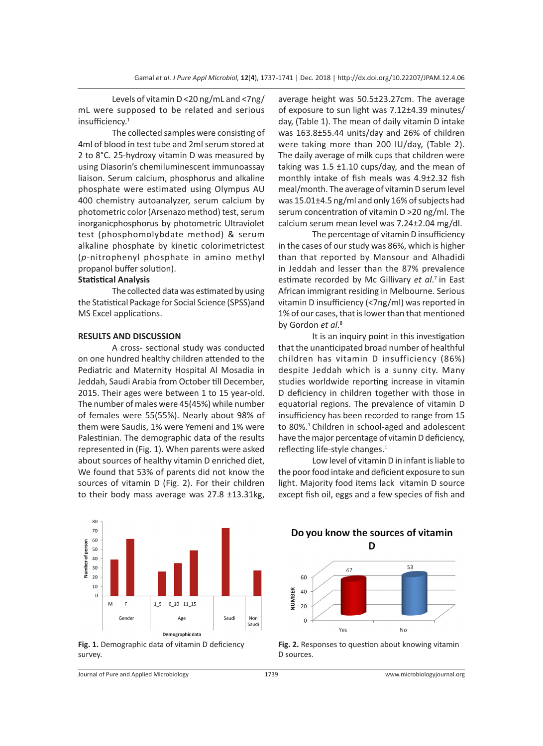Levels of vitamin D <20 ng/mL and <7ng/mL were supposed to be related and serious insufficiency.[1]

The collected samples were consisting of 4ml of blood in test tube and 2ml serum stored at 2 to 8°C. 25-hydroxy vitamin D was measured by using Diasorin's chemiluminescent immunoassay liaison. Serum calcium, phosphorus and alkaline phosphate were estimated using Olympus AU 400 chemistry autoanalyzer, serum calcium by photometric color (Arsenazo method) test, serum inorganicphosphorus by photometric Ultraviolet test (phosphomolybdate method) & serum alkaline phosphate by kinetic colorimetrictest (*p*-nitrophenyl phosphate in amino methyl propanol buffer solution).

**Statistical Analysis**

The collected data was estimated by using the Statistical Package for Social Science (SPSS)and MS Excel applications.

## RESULTS AND DISCUSSION

A cross- sectional study was conducted on one hundred healthy children attended to the Pediatric and Maternity Hospital Al Mosadia in Jeddah, Saudi Arabia from October till December, 2015. Their ages were between 1 to 15 year-old. The number of males were 45(45%) while number of females were 55(55%). Nearly about 98% of them were Saudis, 1% were Yemeni and 1% were Palestinian. The demographic data of the results represented in (Fig. 1). When parents were asked about sources of healthy vitamin D enriched diet, We found that 53% of parents did not know the sources of vitamin D (Fig. 2). For their children to their body mass average was 27.8 ±13.31kg, average height was 50.5±23.27cm. The average of exposure to sun light was 7.12±4.39 minutes/day, (Table 1). The mean of daily vitamin D intake was 163.8±55.44 units/day and 26% of children were taking more than 200 IU/day, (Table 2). The daily average of milk cups that children were taking was 1.5 ±1.10 cups/day, and the mean of monthly intake of fish meals was 4.9±2.32 fish meal/month. The average of vitamin D serum level was 15.01±4.5 ng/ml and only 16% of subjects had serum concentration of vitamin D >20 ng/ml. The calcium serum mean level was 7.24±2.04 mg/dl.

The percentage of vitamin D insufficiency in the cases of our study was 86%, which is higher than that reported by Mansour and Alhadidi in Jeddah and lesser than the 87% prevalence estimate recorded by Mc Gillivary *et al.*[7] in East African immigrant residing in Melbourne. Serious vitamin D insufficiency (<7ng/ml) was reported in 1% of our cases, that is lower than that mentioned by Gordon *et al.*[8]

It is an inquiry point in this investigation that the unanticipated broad number of healthful children has vitamin D insufficiency (86%) despite Jeddah which is a sunny city. Many studies worldwide reporting increase in vitamin D deficiency in children together with those in equatorial regions. The prevalence of vitamin D insufficiency has been recorded to range from 15 to 80%.[1] Children in school-aged and adolescent have the major percentage of vitamin D deficiency, reflecting life-style changes.[1]

Low level of vitamin D in infant is liable to the poor food intake and deficient exposure to sun light. Majority food items lack vitamin D source except fish oil, eggs and a few species of fish and

**Fig. 1.** Demographic data of vitamin D deficiency survey.

**Fig. 2.** Responses to question about knowing vitamin D sources.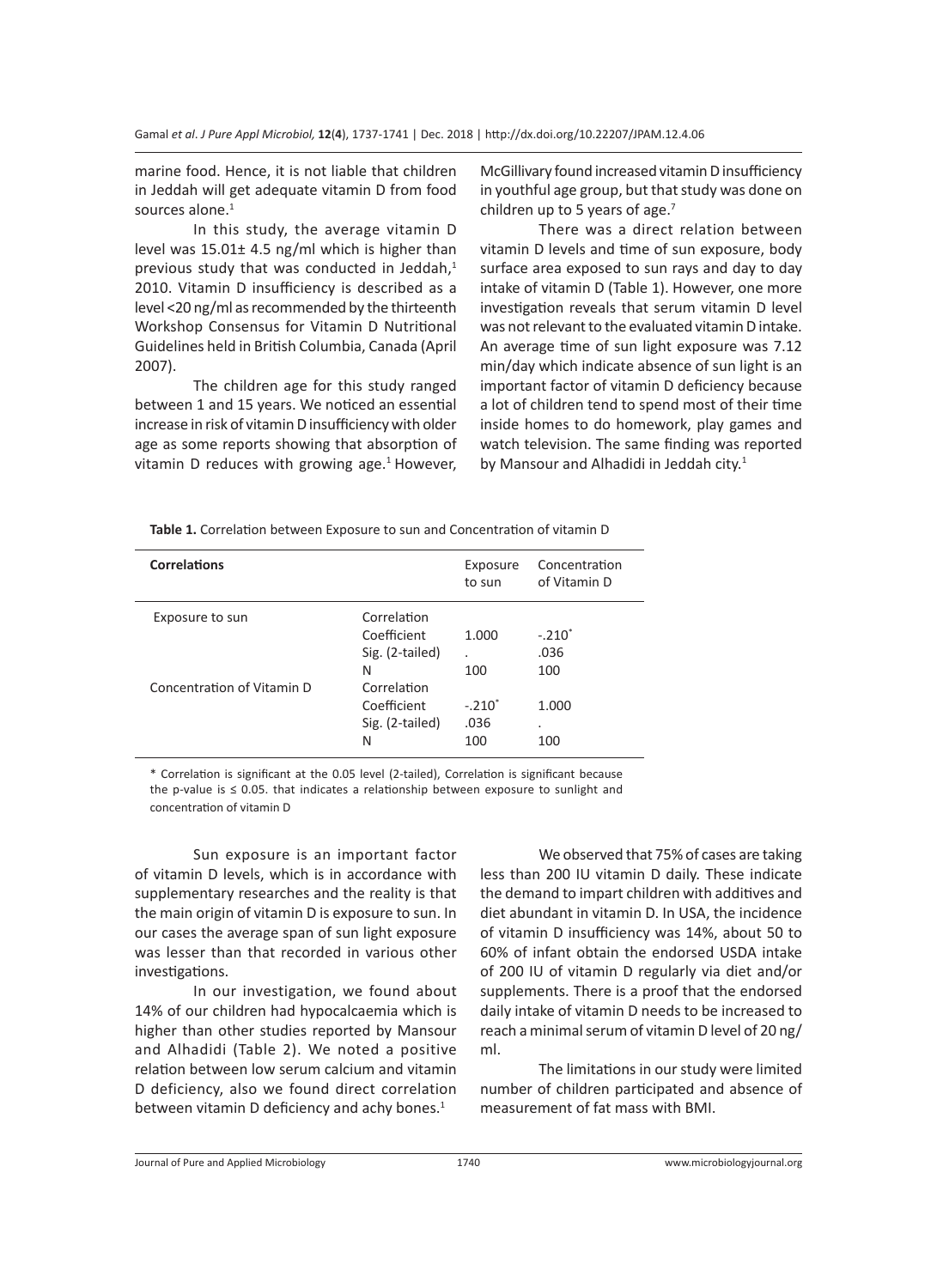marine food. Hence, it is not liable that children in Jeddah will get adequate vitamin D from food sources alone.[1]

In this study, the average vitamin D level was 15.01± 4.5 ng/ml which is higher than previous study that was conducted in Jeddah,[1] 2010. Vitamin D insufficiency is described as a level <20 ng/ml as recommended by the thirteenth Workshop Consensus for Vitamin D Nutritional Guidelines held in British Columbia, Canada (April 2007).

The children age for this study ranged between 1 and 15 years. We noticed an essential increase in risk of vitamin D insufficiency with older age as some reports showing that absorption of vitamin D reduces with growing age.[1] However, McGillivary found increased vitamin D insufficiency in youthful age group, but that study was done on children up to 5 years of age.[7]

There was a direct relation between vitamin D levels and time of sun exposure, body surface area exposed to sun rays and day to day intake of vitamin D (Table 1). However, one more investigation reveals that serum vitamin D level was not relevant to the evaluated vitamin D intake. An average time of sun light exposure was 7.12 min/day which indicate absence of sun light is an important factor of vitamin D deficiency because a lot of children tend to spend most of their time inside homes to do homework, play games and watch television. The same finding was reported by Mansour and Alhadidi in Jeddah city.[1]

**Table 1.** Correlation between Exposure to sun and Concentration of vitamin D

| Correlations | | Exposure to sun | Concentration of Vitamin D |
|---|---|---|---|
| Exposure to sun | Correlation Coefficient | 1.000 | -.210* |
| | Sig. (2-tailed) | . | .036 |
| | N | 100 | 100 |
| Concentration of Vitamin D | Correlation Coefficient | -.210* | 1.000 |
| | Sig. (2-tailed) | .036 | . |
| | N | 100 | 100 |

* Correlation is significant at the 0.05 level (2-tailed), Correlation is significant because the p-value is ≤ 0.05. that indicates a relationship between exposure to sunlight and concentration of vitamin D

Sun exposure is an important factor of vitamin D levels, which is in accordance with supplementary researches and the reality is that the main origin of vitamin D is exposure to sun. In our cases the average span of sun light exposure was lesser than that recorded in various other investigations.

In our investigation, we found about 14% of our children had hypocalcaemia which is higher than other studies reported by Mansour and Alhadidi (Table 2). We noted a positive relation between low serum calcium and vitamin D deficiency, also we found direct correlation between vitamin D deficiency and achy bones.[1]

We observed that 75% of cases are taking less than 200 IU vitamin D daily. These indicate the demand to impart children with additives and diet abundant in vitamin D. In USA, the incidence of vitamin D insufficiency was 14%, about 50 to 60% of infant obtain the endorsed USDA intake of 200 IU of vitamin D regularly via diet and/or supplements. There is a proof that the endorsed daily intake of vitamin D needs to be increased to reach a minimal serum of vitamin D level of 20 ng/ml.

The limitations in our study were limited number of children participated and absence of measurement of fat mass with BMI.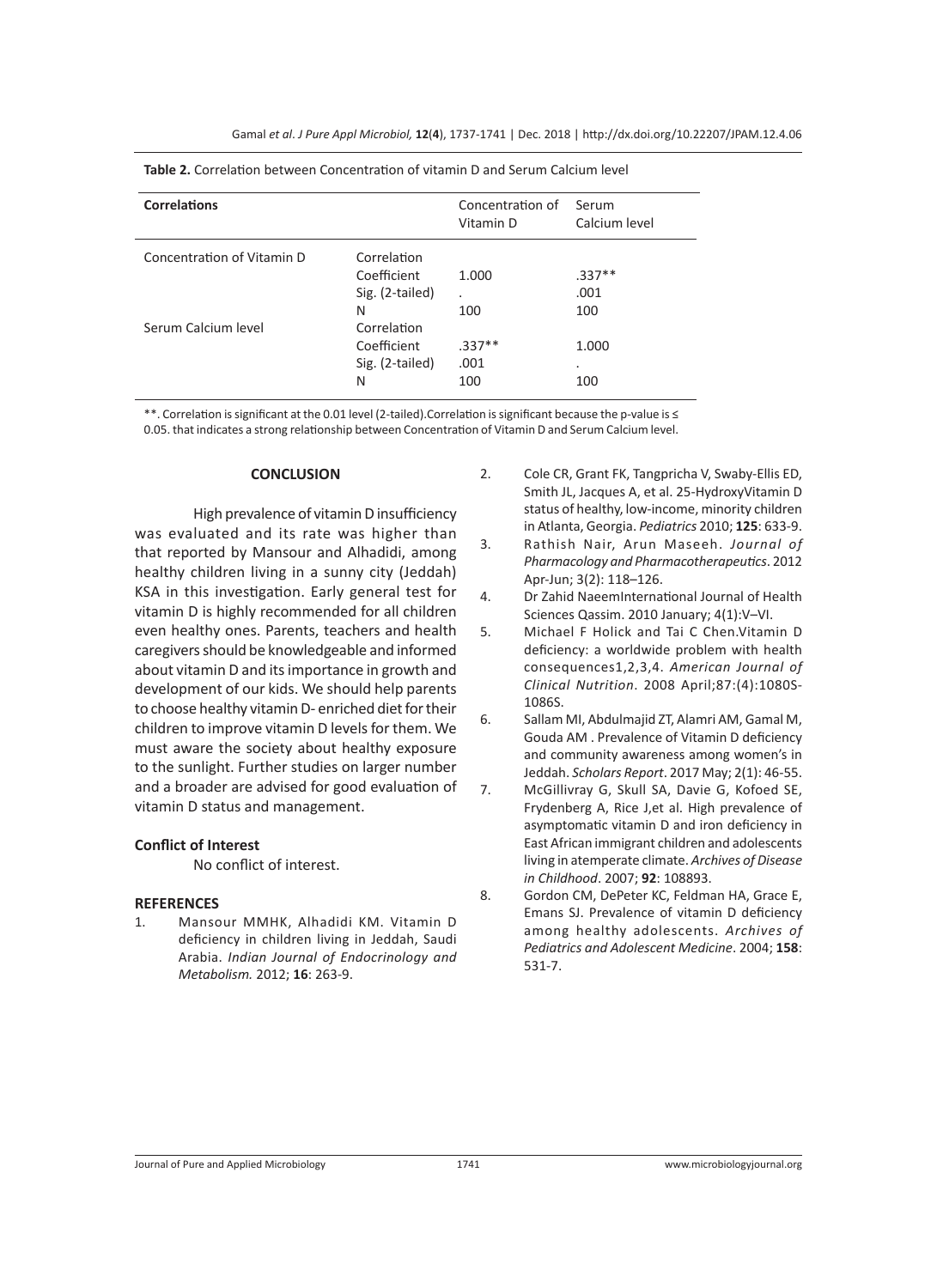**Table 2.** Correlation between Concentration of vitamin D and Serum Calcium level

| Correlations | | Concentration of Vitamin D | Serum Calcium level |
|---|---|---|---|
| Concentration of Vitamin D | Correlation Coefficient | 1.000 | .337** |
| | Sig. (2-tailed) | . | .001 |
| | N | 100 | 100 |
| Serum Calcium level | Correlation Coefficient | .337** | 1.000 |
| | Sig. (2-tailed) | .001 | . |
| | N | 100 | 100 |

**. Correlation is significant at the 0.01 level (2-tailed).Correlation is significant because the p-value is ≤ 0.05. that indicates a strong relationship between Concentration of Vitamin D and Serum Calcium level.

## CONCLUSION

High prevalence of vitamin D insufficiency was evaluated and its rate was higher than that reported by Mansour and Alhadidi, among healthy children living in a sunny city (Jeddah) KSA in this investigation. Early general test for vitamin D is highly recommended for all children even healthy ones. Parents, teachers and health caregivers should be knowledgeable and informed about vitamin D and its importance in growth and development of our kids. We should help parents to choose healthy vitamin D- enriched diet for their children to improve vitamin D levels for them. We must aware the society about healthy exposure to the sunlight. Further studies on larger number and a broader are advised for good evaluation of vitamin D status and management.

### Conflict of Interest

No conflict of interest.

### REFERENCES

1. Mansour MMHK, Alhadidi KM. Vitamin D deficiency in children living in Jeddah, Saudi Arabia. *Indian Journal of Endocrinology and Metabolism.* 2012; **16**: 263-9.
2. Cole CR, Grant FK, Tangpricha V, Swaby-Ellis ED, Smith JL, Jacques A, et al. 25-HydroxyVitamin D status of healthy, low-income, minority children in Atlanta, Georgia. *Pediatrics* 2010; **125**: 633-9.
3. Rathish Nair, Arun Maseeh. *Journal of Pharmacology and Pharmacotherapeutics*. 2012 Apr-Jun; 3(2): 118–126.
4. Dr Zahid NaeemInternational Journal of Health Sciences Qassim. 2010 January; 4(1):V–VI.
5. Michael F Holick and Tai C Chen.Vitamin D deficiency: a worldwide problem with health consequences1,2,3,4. *American Journal of Clinical Nutrition*. 2008 April;87:(4):1080S-1086S.
6. Sallam MI, Abdulmajid ZT, Alamri AM, Gamal M, Gouda AM . Prevalence of Vitamin D deficiency and community awareness among women's in Jeddah. *Scholars Report*. 2017 May; 2(1): 46-55.
7. McGillivray G, Skull SA, Davie G, Kofoed SE, Frydenberg A, Rice J,et al. High prevalence of asymptomatic vitamin D and iron deficiency in East African immigrant children and adolescents living in atemperate climate. *Archives of Disease in Childhood*. 2007; **92**: 108893.
8. Gordon CM, DePeter KC, Feldman HA, Grace E, Emans SJ. Prevalence of vitamin D deficiency among healthy adolescents. *Archives of Pediatrics and Adolescent Medicine*. 2004; **158**: 531-7.